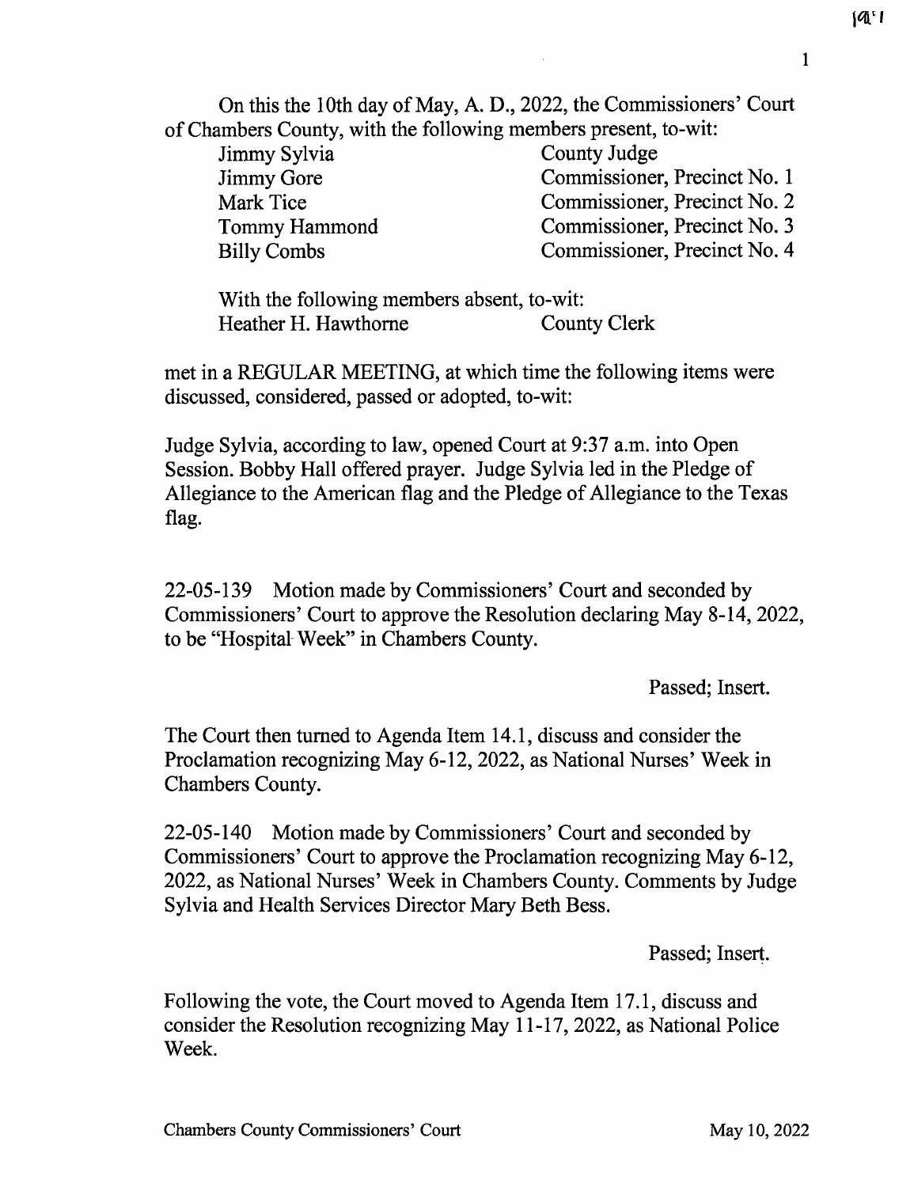On this the 10th day of May, A. D., 2022, the Commissioners' Court of Chambers County, with the following members present, to-wit:

| | |
|---|---|
| Jimmy Sylvia | County Judge |
| Jimmy Gore | Commissioner, Precinct No. 1 |
| Mark Tice | Commissioner, Precinct No. 2 |
| Tommy Hammond | Commissioner, Precinct No. 3 |
| Billy Combs | Commissioner, Precinct No. 4 |

With the following members absent, to-wit:

| | |
|---|---|
| Heather H. Hawthorne | County Clerk |

met in a REGULAR MEETING, at which time the following items were discussed, considered, passed or adopted, to-wit:

Judge Sylvia, according to law, opened Court at 9:37 a.m. into Open Session. Bobby Hall offered prayer. Judge Sylvia led in the Pledge of Allegiance to the American flag and the Pledge of Allegiance to the Texas flag.

22-05-139 Motion made by Commissioners' Court and seconded by Commissioners' Court to approve the Resolution declaring May 8-14, 2022, to be "Hospital Week" in Chambers County.

Passed; Insert.

The Court then turned to Agenda Item 14.1, discuss and consider the Proclamation recognizing May 6-12, 2022, as National Nurses' Week in Chambers County.

22-05-140 Motion made by Commissioners' Court and seconded by Commissioners' Court to approve the Proclamation recognizing May 6-12, 2022, as National Nurses' Week in Chambers County. Comments by Judge Sylvia and Health Services Director Mary Beth Bess.

Passed; Insert.

Following the vote, the Court moved to Agenda Item 17.1, discuss and consider the Resolution recognizing May 11-17, 2022, as National Police Week.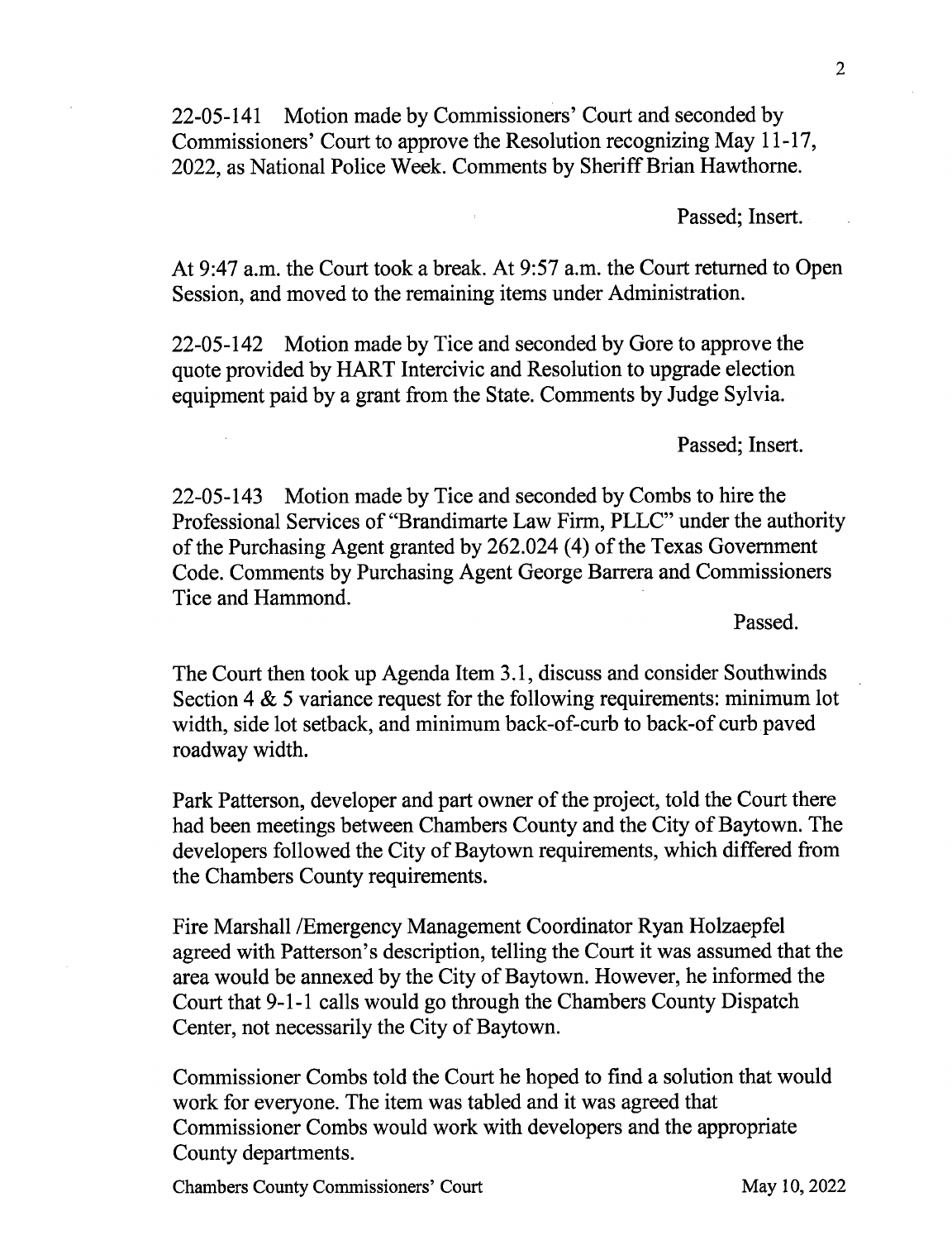22-05-141 Motion made by Commissioners' Court and seconded by Commissioners' Court to approve the Resolution recognizing May 11-17, 2022, as National Police Week. Comments by Sheriff Brian Hawthorne.

Passed; Insert.

At 9:47 a.m. the Court took a break. At 9:57 a.m. the Court returned to Open Session, and moved to the remaining items under Administration.

22-05-142 Motion made by Tice and seconded by Gore to approve the quote provided by HART Intercivic and Resolution to upgrade election equipment paid by a grant from the State. Comments by Judge Sylvia.

Passed; Insert.

22-05-143 Motion made by Tice and seconded by Combs to hire the Professional Services of "Brandimarte Law Firm, PLLC" under the authority of the Purchasing Agent granted by 262.024 (4) of the Texas Government Code. Comments by Purchasing Agent George Barrera and Commissioners Tice and Hammond.

Passed.

The Court then took up Agenda Item 3.1, discuss and consider Southwinds Section 4 & 5 variance request for the following requirements: minimum lot width, side lot setback, and minimum back-of-curb to back-of curb paved roadway width.

Park Patterson, developer and part owner of the project, told the Court there had been meetings between Chambers County and the City of Baytown. The developers followed the City of Baytown requirements, which differed from the Chambers County requirements.

Fire Marshall /Emergency Management Coordinator Ryan Holzaepfel agreed with Patterson's description, telling the Court it was assumed that the area would be annexed by the City of Baytown. However, he informed the Court that 9-1-1 calls would go through the Chambers County Dispatch Center, not necessarily the City of Baytown.

Commissioner Combs told the Court he hoped to find a solution that would work for everyone. The item was tabled and it was agreed that Commissioner Combs would work with developers and the appropriate County departments.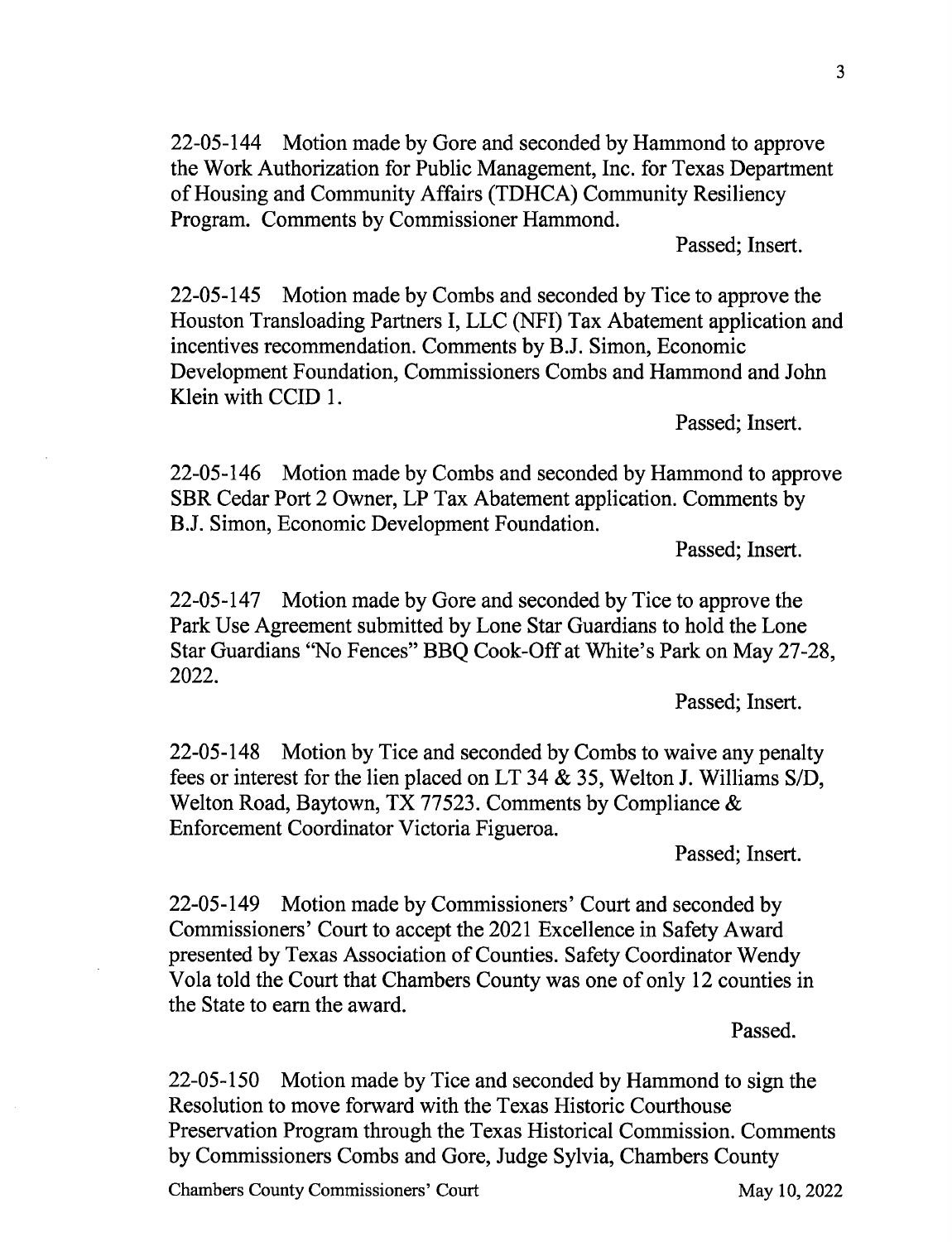22-05-144 Motion made by Gore and seconded by Hammond to approve the Work Authorization for Public Management, Inc. for Texas Department of Housing and Community Affairs (TDHCA) Community Resiliency Program. Comments by Commissioner Hammond.

Passed; Insert.

22-05-145 Motion made by Combs and seconded by Tice to approve the Houston Transloading Partners I, LLC (NFI) Tax Abatement application and incentives recommendation. Comments by B.J. Simon, Economic Development Foundation, Commissioners Combs and Hammond and John Klein with CCID 1.

Passed; Insert.

22-05-146 Motion made by Combs and seconded by Hammond to approve SBR Cedar Port 2 Owner, LP Tax Abatement application. Comments by B.J. Simon, Economic Development Foundation.

Passed; Insert.

22-05-147 Motion made by Gore and seconded by Tice to approve the Park Use Agreement submitted by Lone Star Guardians to hold the Lone Star Guardians "No Fences" BBQ Cook-Off at White's Park on May 27-28, 2022.

Passed; Insert.

22-05-148 Motion by Tice and seconded by Combs to waive any penalty fees or interest for the lien placed on LT 34 & 35, Welton J. Williams S/D, Welton Road, Baytown, TX 77523. Comments by Compliance & Enforcement Coordinator Victoria Figueroa.

Passed; Insert.

22-05-149 Motion made by Commissioners' Court and seconded by Commissioners' Court to accept the 2021 Excellence in Safety Award presented by Texas Association of Counties. Safety Coordinator Wendy Vola told the Court that Chambers County was one of only 12 counties in the State to earn the award.

Passed.

22-05-150 Motion made by Tice and seconded by Hammond to sign the Resolution to move forward with the Texas Historic Courthouse Preservation Program through the Texas Historical Commission. Comments by Commissioners Combs and Gore, Judge Sylvia, Chambers County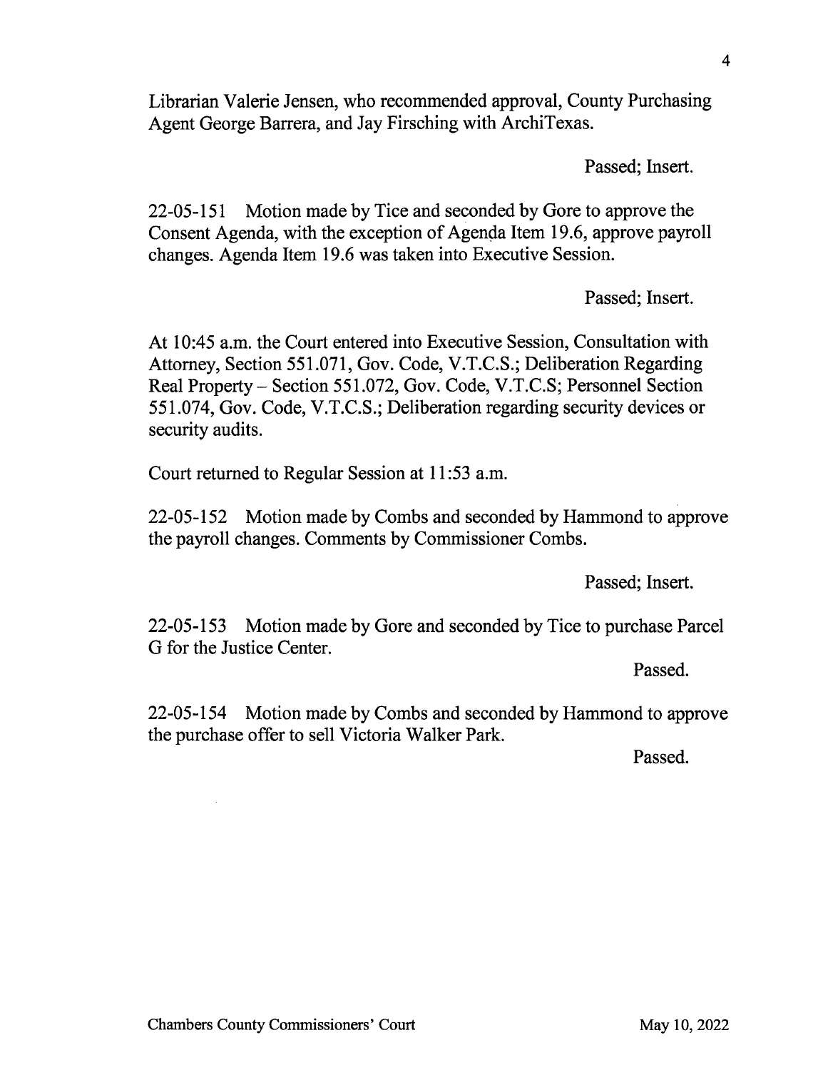Librarian Valerie Jensen, who recommended approval, County Purchasing Agent George Barrera, and Jay Firsching with ArchiTexas.

Passed; Insert.

22-05-151 Motion made by Tice and seconded by Gore to approve the Consent Agenda, with the exception of Agenda Item 19.6, approve payroll changes. Agenda Item 19.6 was taken into Executive Session.

Passed; Insert.

At 10:45 a.m. the Court entered into Executive Session, Consultation with Attorney, Section 551.071, Gov. Code, V.T.C.S.; Deliberation Regarding Real Property – Section 551.072, Gov. Code, V.T.C.S; Personnel Section 551.074, Gov. Code, V.T.C.S.; Deliberation regarding security devices or security audits.

Court returned to Regular Session at 11:53 a.m.

22-05-152 Motion made by Combs and seconded by Hammond to approve the payroll changes. Comments by Commissioner Combs.

Passed; Insert.

22-05-153 Motion made by Gore and seconded by Tice to purchase Parcel G for the Justice Center.

Passed.

22-05-154 Motion made by Combs and seconded by Hammond to approve the purchase offer to sell Victoria Walker Park.

Passed.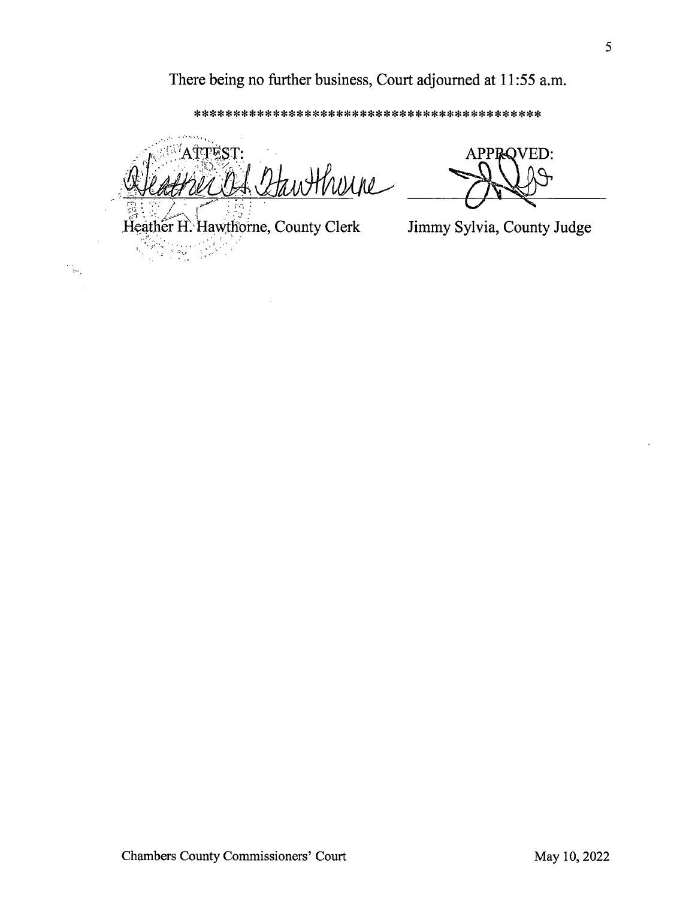There being no further business, Court adjourned at 11:55 a.m.

*******************************************

| ATTEST: | APPROVED: |
| --- | --- |
| Heather H. Hawthorne, County Clerk | Jimmy Sylvia, County Judge |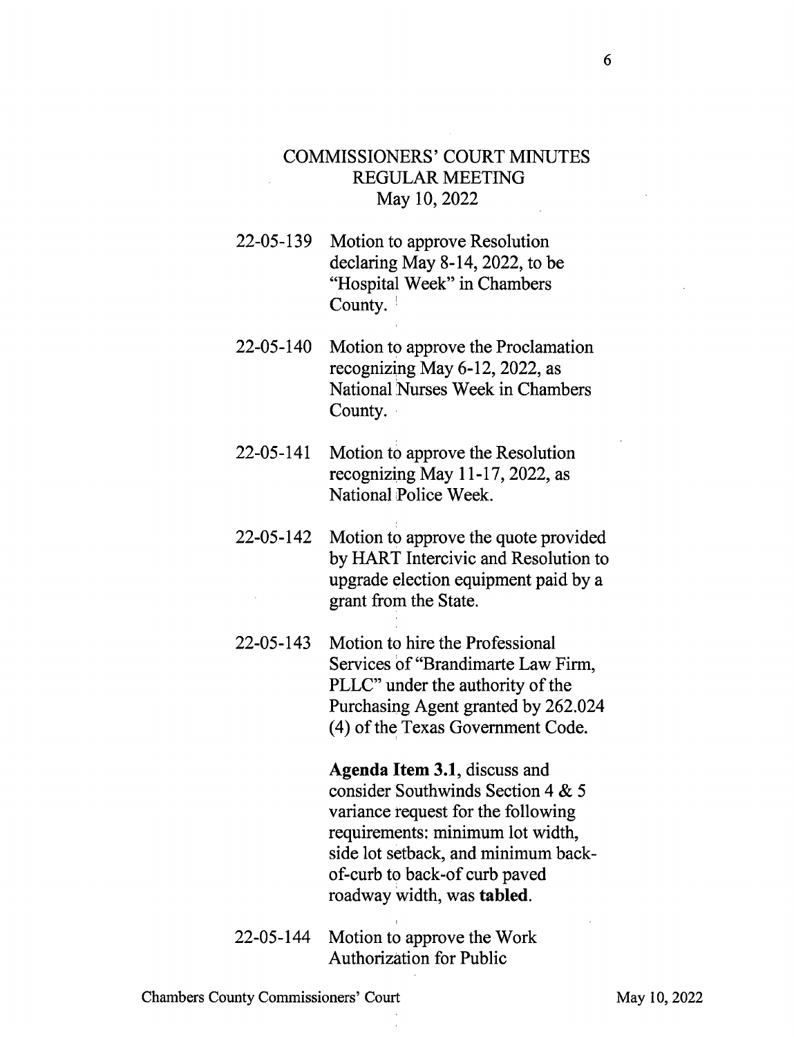# COMMISSIONERS' COURT MINUTES
## REGULAR MEETING
### May 10, 2022

22-05-139 Motion to approve Resolution declaring May 8-14, 2022, to be "Hospital Week" in Chambers County.

22-05-140 Motion to approve the Proclamation recognizing May 6-12, 2022, as National Nurses Week in Chambers County.

22-05-141 Motion to approve the Resolution recognizing May 11-17, 2022, as National Police Week.

22-05-142 Motion to approve the quote provided by HART Intercivic and Resolution to upgrade election equipment paid by a grant from the State.

22-05-143 Motion to hire the Professional Services of "Brandimarte Law Firm, PLLC" under the authority of the Purchasing Agent granted by 262.024 (4) of the Texas Government Code.

**Agenda Item 3.1**, discuss and consider Southwinds Section 4 & 5 variance request for the following requirements: minimum lot width, side lot setback, and minimum back-of-curb to back-of curb paved roadway width, was **tabled**.

22-05-144 Motion to approve the Work Authorization for Public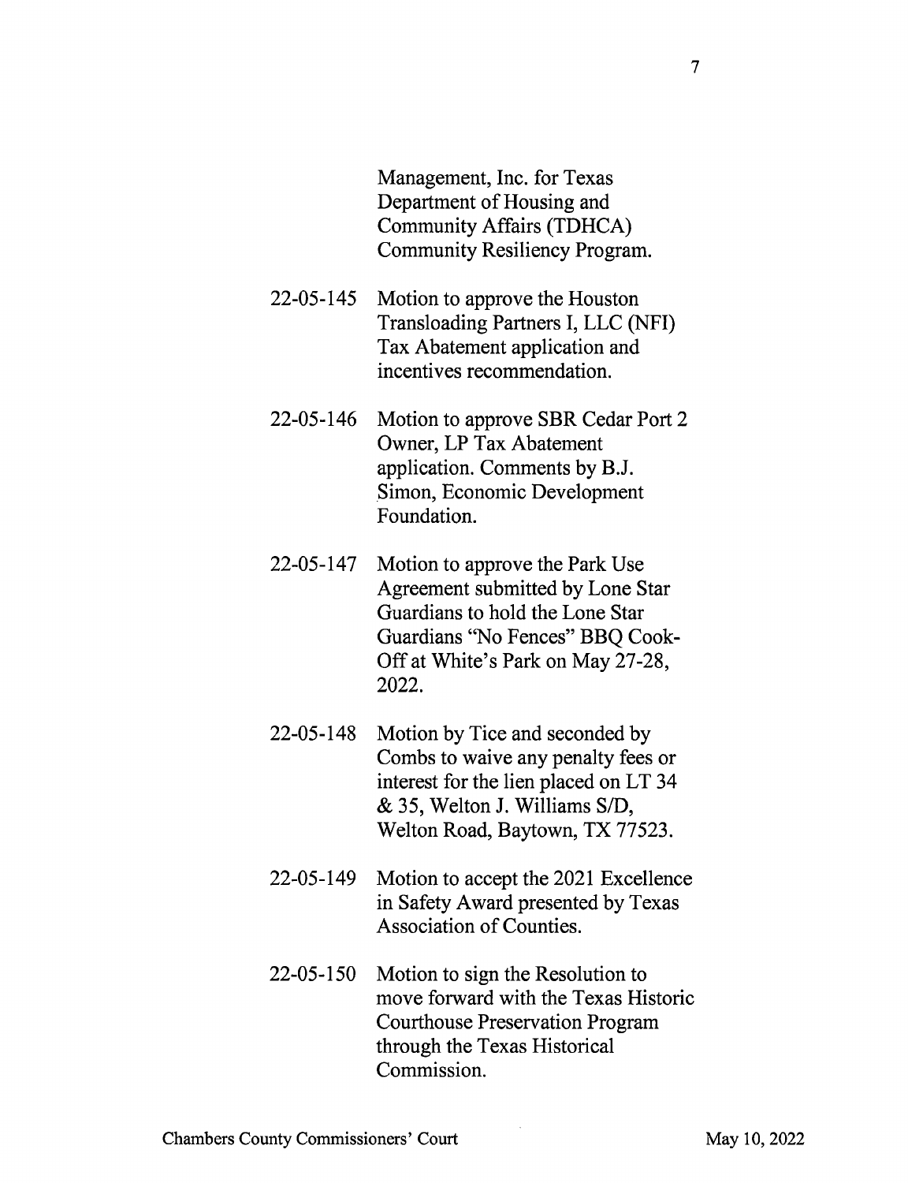Management, Inc. for Texas Department of Housing and Community Affairs (TDHCA) Community Resiliency Program.

22-05-145 Motion to approve the Houston Transloading Partners I, LLC (NFI) Tax Abatement application and incentives recommendation.

22-05-146 Motion to approve SBR Cedar Port 2 Owner, LP Tax Abatement application. Comments by B.J. Simon, Economic Development Foundation.

22-05-147 Motion to approve the Park Use Agreement submitted by Lone Star Guardians to hold the Lone Star Guardians "No Fences" BBQ Cook-Off at White's Park on May 27-28, 2022.

22-05-148 Motion by Tice and seconded by Combs to waive any penalty fees or interest for the lien placed on LT 34 & 35, Welton J. Williams S/D, Welton Road, Baytown, TX 77523.

22-05-149 Motion to accept the 2021 Excellence in Safety Award presented by Texas Association of Counties.

22-05-150 Motion to sign the Resolution to move forward with the Texas Historic Courthouse Preservation Program through the Texas Historical Commission.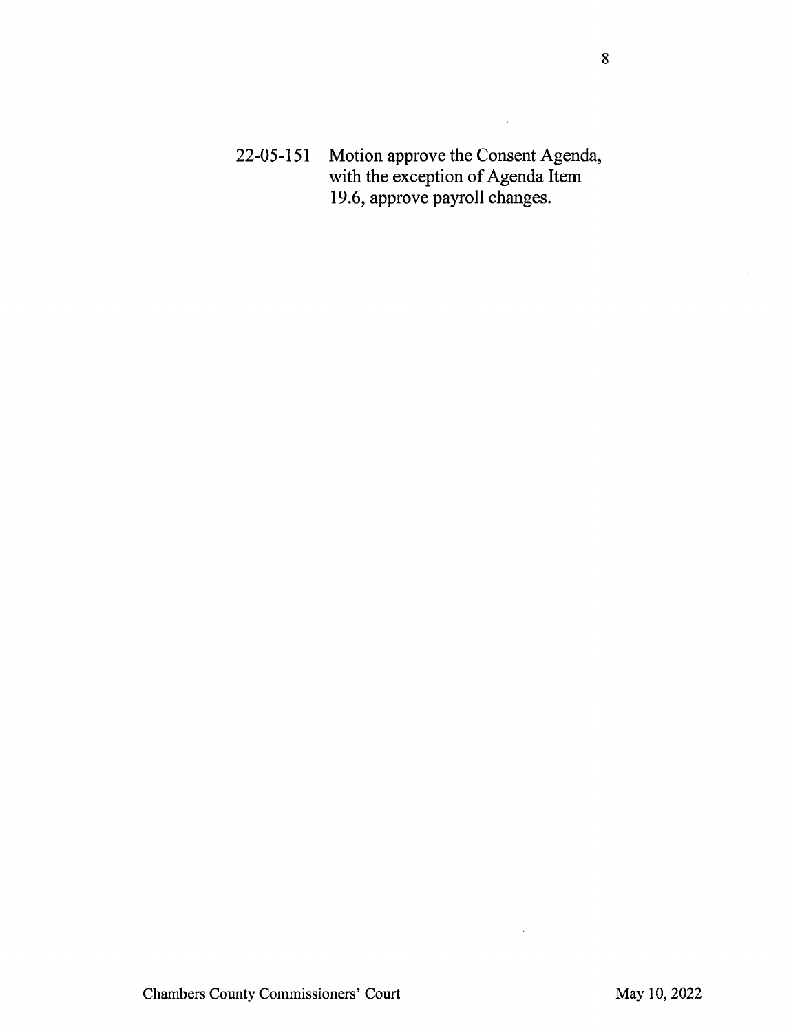22-05-151 Motion approve the Consent Agenda, with the exception of Agenda Item 19.6, approve payroll changes.